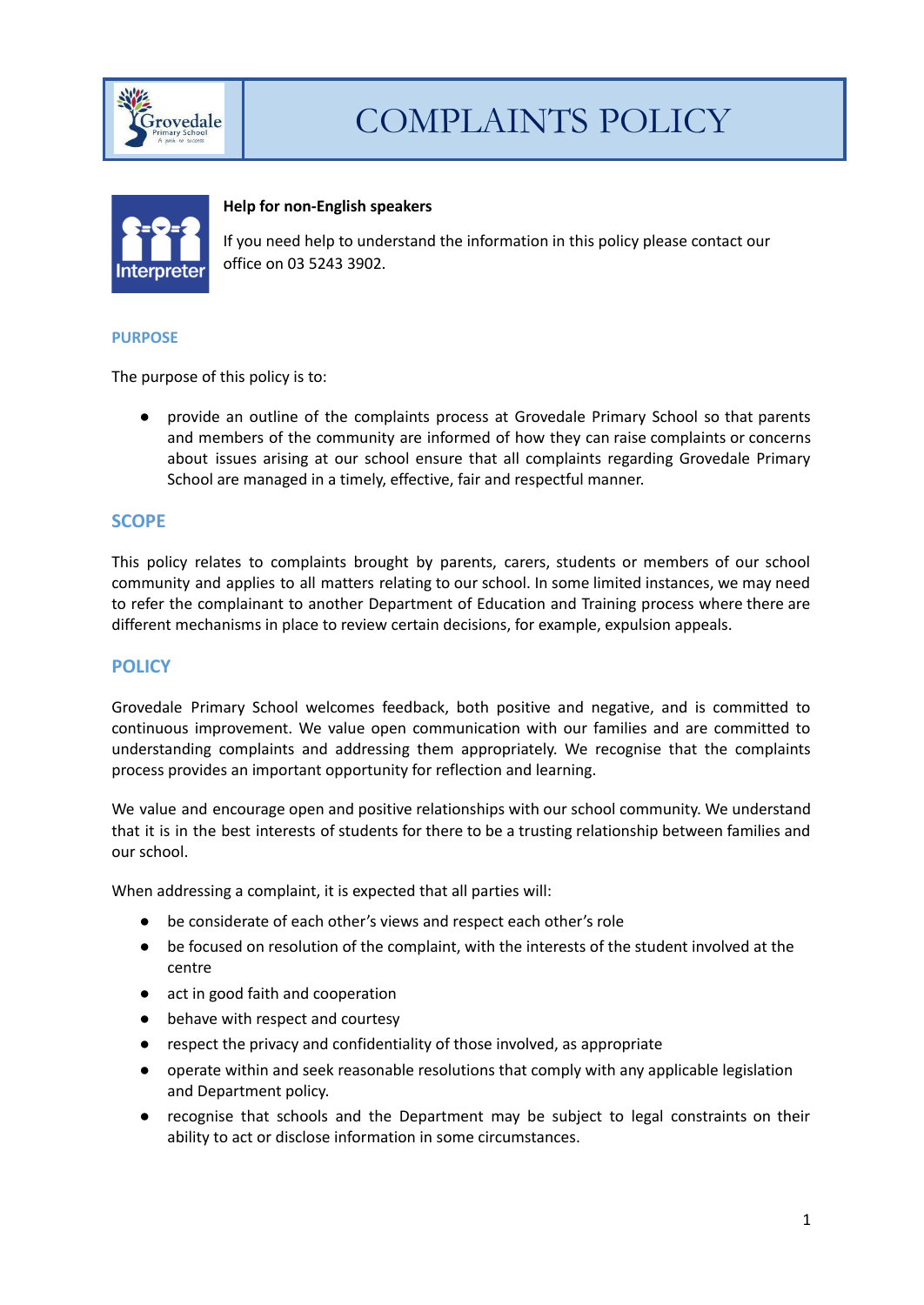# COMPLAINTS POLICY

**Help for non-English speakers**

If you need help to understand the information in this policy please contact our office on 03 5243 3902.

## PURPOSE

The purpose of this policy is to:

- provide an outline of the complaints process at Grovedale Primary School so that parents and members of the community are informed of how they can raise complaints or concerns about issues arising at our school ensure that all complaints regarding Grovedale Primary School are managed in a timely, effective, fair and respectful manner.

## SCOPE

This policy relates to complaints brought by parents, carers, students or members of our school community and applies to all matters relating to our school. In some limited instances, we may need to refer the complainant to another Department of Education and Training process where there are different mechanisms in place to review certain decisions, for example, expulsion appeals.

## POLICY

Grovedale Primary School welcomes feedback, both positive and negative, and is committed to continuous improvement. We value open communication with our families and are committed to understanding complaints and addressing them appropriately. We recognise that the complaints process provides an important opportunity for reflection and learning.

We value and encourage open and positive relationships with our school community. We understand that it is in the best interests of students for there to be a trusting relationship between families and our school.

When addressing a complaint, it is expected that all parties will:

- be considerate of each other's views and respect each other's role
- be focused on resolution of the complaint, with the interests of the student involved at the centre
- act in good faith and cooperation
- behave with respect and courtesy
- respect the privacy and confidentiality of those involved, as appropriate
- operate within and seek reasonable resolutions that comply with any applicable legislation and Department policy.
- recognise that schools and the Department may be subject to legal constraints on their ability to act or disclose information in some circumstances.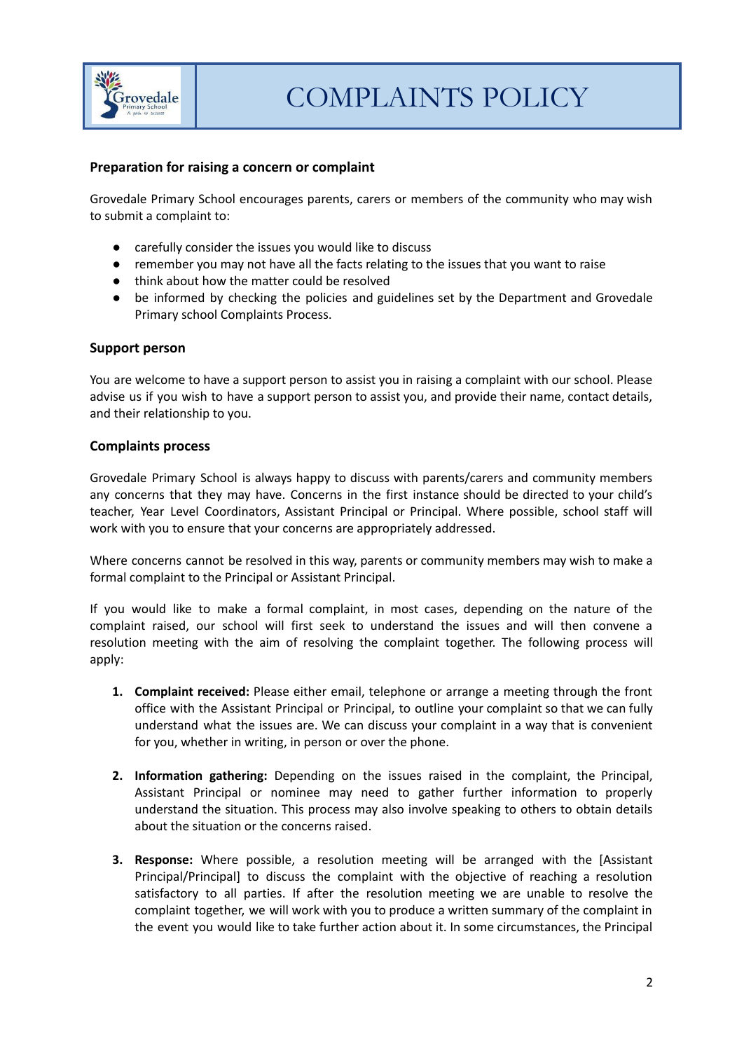### Preparation for raising a concern or complaint

Grovedale Primary School encourages parents, carers or members of the community who may wish to submit a complaint to:

- carefully consider the issues you would like to discuss
- remember you may not have all the facts relating to the issues that you want to raise
- think about how the matter could be resolved
- be informed by checking the policies and guidelines set by the Department and Grovedale Primary school Complaints Process.

### Support person

You are welcome to have a support person to assist you in raising a complaint with our school. Please advise us if you wish to have a support person to assist you, and provide their name, contact details, and their relationship to you.

### Complaints process

Grovedale Primary School is always happy to discuss with parents/carers and community members any concerns that they may have. Concerns in the first instance should be directed to your child's teacher, Year Level Coordinators, Assistant Principal or Principal. Where possible, school staff will work with you to ensure that your concerns are appropriately addressed.

Where concerns cannot be resolved in this way, parents or community members may wish to make a formal complaint to the Principal or Assistant Principal.

If you would like to make a formal complaint, in most cases, depending on the nature of the complaint raised, our school will first seek to understand the issues and will then convene a resolution meeting with the aim of resolving the complaint together. The following process will apply:

1. **Complaint received:** Please either email, telephone or arrange a meeting through the front office with the Assistant Principal or Principal, to outline your complaint so that we can fully understand what the issues are. We can discuss your complaint in a way that is convenient for you, whether in writing, in person or over the phone.

2. **Information gathering:** Depending on the issues raised in the complaint, the Principal, Assistant Principal or nominee may need to gather further information to properly understand the situation. This process may also involve speaking to others to obtain details about the situation or the concerns raised.

3. **Response:** Where possible, a resolution meeting will be arranged with the [Assistant Principal/Principal] to discuss the complaint with the objective of reaching a resolution satisfactory to all parties. If after the resolution meeting we are unable to resolve the complaint together, we will work with you to produce a written summary of the complaint in the event you would like to take further action about it. In some circumstances, the Principal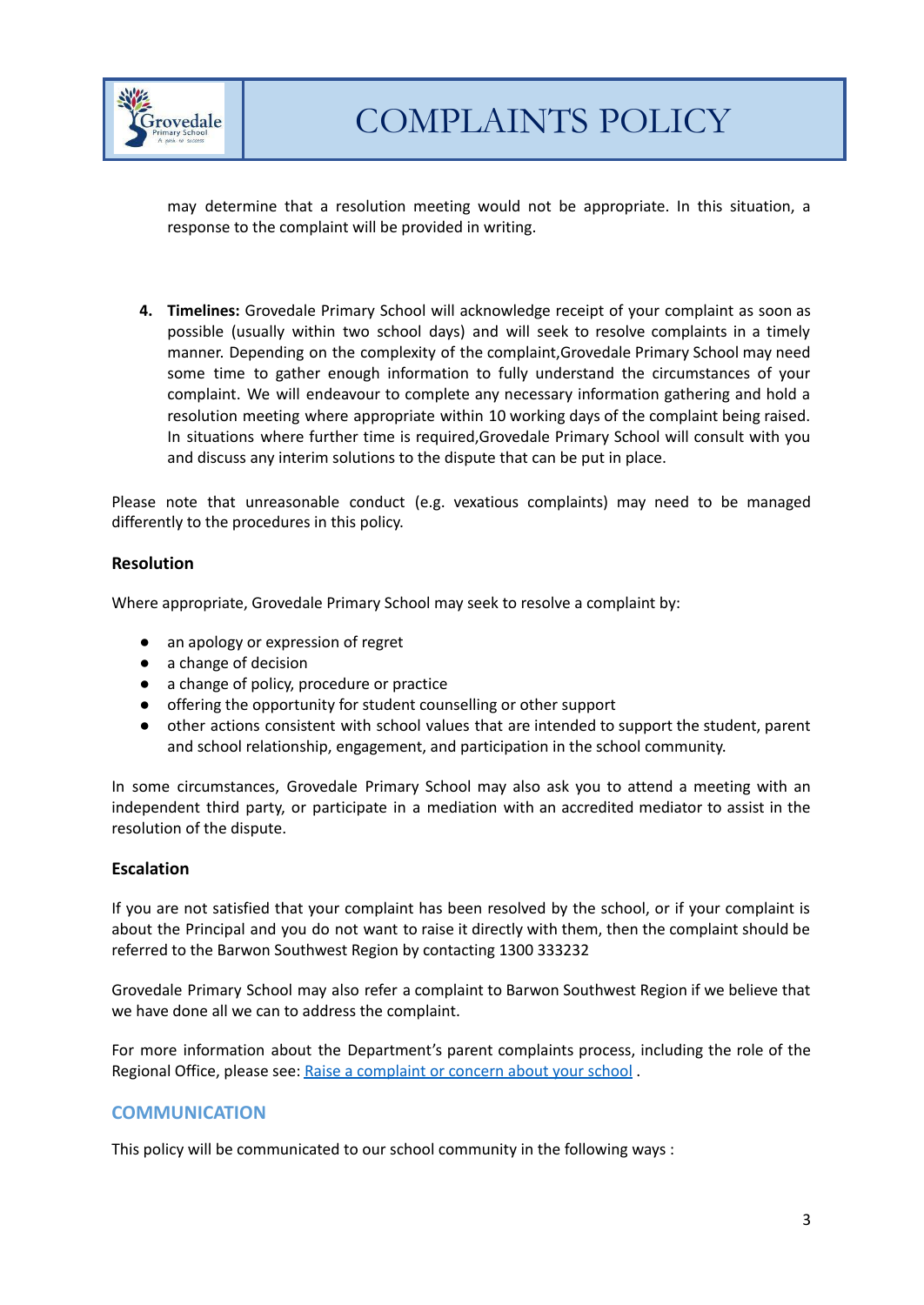may determine that a resolution meeting would not be appropriate. In this situation, a response to the complaint will be provided in writing.

4. **Timelines:** Grovedale Primary School will acknowledge receipt of your complaint as soon as possible (usually within two school days) and will seek to resolve complaints in a timely manner. Depending on the complexity of the complaint,Grovedale Primary School may need some time to gather enough information to fully understand the circumstances of your complaint. We will endeavour to complete any necessary information gathering and hold a resolution meeting where appropriate within 10 working days of the complaint being raised. In situations where further time is required,Grovedale Primary School will consult with you and discuss any interim solutions to the dispute that can be put in place.

Please note that unreasonable conduct (e.g. vexatious complaints) may need to be managed differently to the procedures in this policy.

### Resolution

Where appropriate, Grovedale Primary School may seek to resolve a complaint by:

- an apology or expression of regret
- a change of decision
- a change of policy, procedure or practice
- offering the opportunity for student counselling or other support
- other actions consistent with school values that are intended to support the student, parent and school relationship, engagement, and participation in the school community.

In some circumstances, Grovedale Primary School may also ask you to attend a meeting with an independent third party, or participate in a mediation with an accredited mediator to assist in the resolution of the dispute.

### Escalation

If you are not satisfied that your complaint has been resolved by the school, or if your complaint is about the Principal and you do not want to raise it directly with them, then the complaint should be referred to the Barwon Southwest Region by contacting 1300 333232

Grovedale Primary School may also refer a complaint to Barwon Southwest Region if we believe that we have done all we can to address the complaint.

For more information about the Department's parent complaints process, including the role of the Regional Office, please see: [Raise a complaint or concern about your school](#) .

## COMMUNICATION

This policy will be communicated to our school community in the following ways :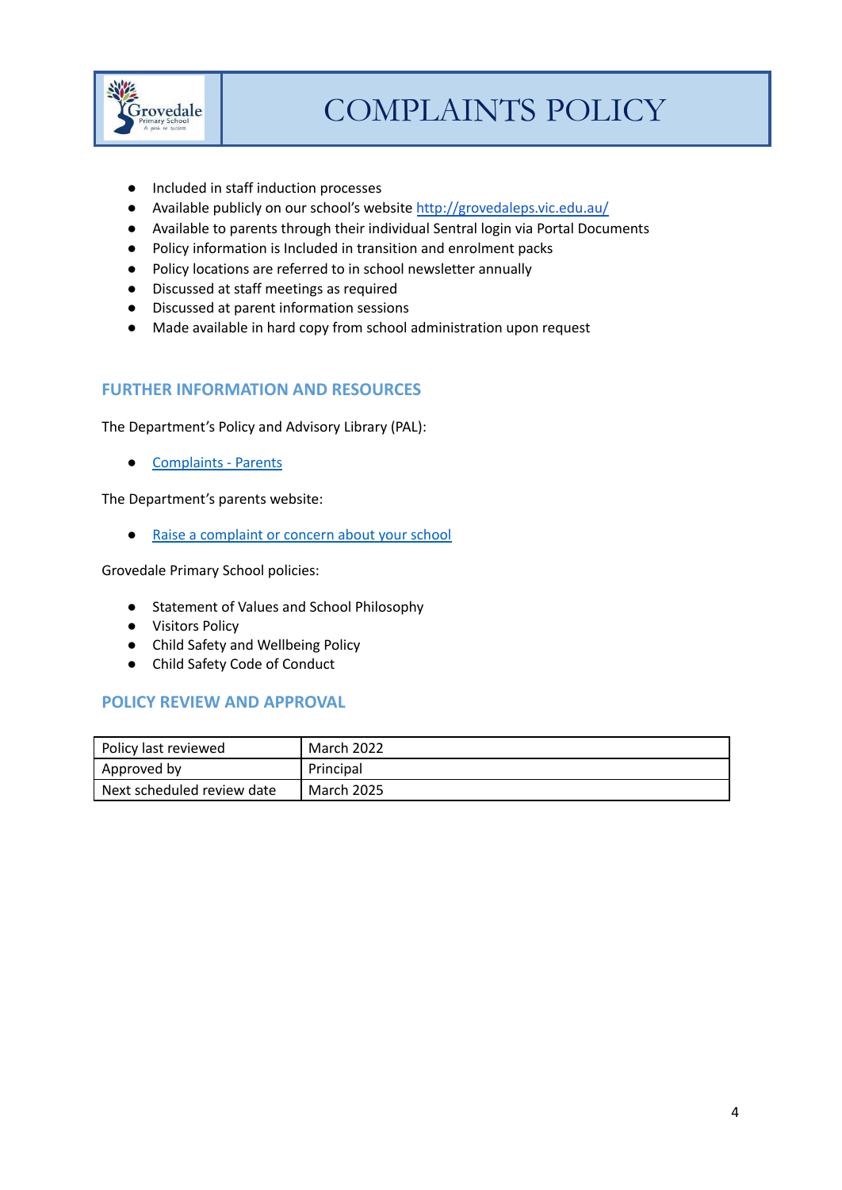- Included in staff induction processes
- Available publicly on our school's website [http://grovedaleps.vic.edu.au/](http://grovedaleps.vic.edu.au/)
- Available to parents through their individual Sentral login via Portal Documents
- Policy information is Included in transition and enrolment packs
- Policy locations are referred to in school newsletter annually
- Discussed at staff meetings as required
- Discussed at parent information sessions
- Made available in hard copy from school administration upon request

## FURTHER INFORMATION AND RESOURCES

The Department's Policy and Advisory Library (PAL):

- Complaints - Parents

The Department's parents website:

- Raise a complaint or concern about your school

Grovedale Primary School policies:

- Statement of Values and School Philosophy
- Visitors Policy
- Child Safety and Wellbeing Policy
- Child Safety Code of Conduct

## POLICY REVIEW AND APPROVAL

| | |
|---|---|
| Policy last reviewed | March 2022 |
| Approved by | Principal |
| Next scheduled review date | March 2025 |